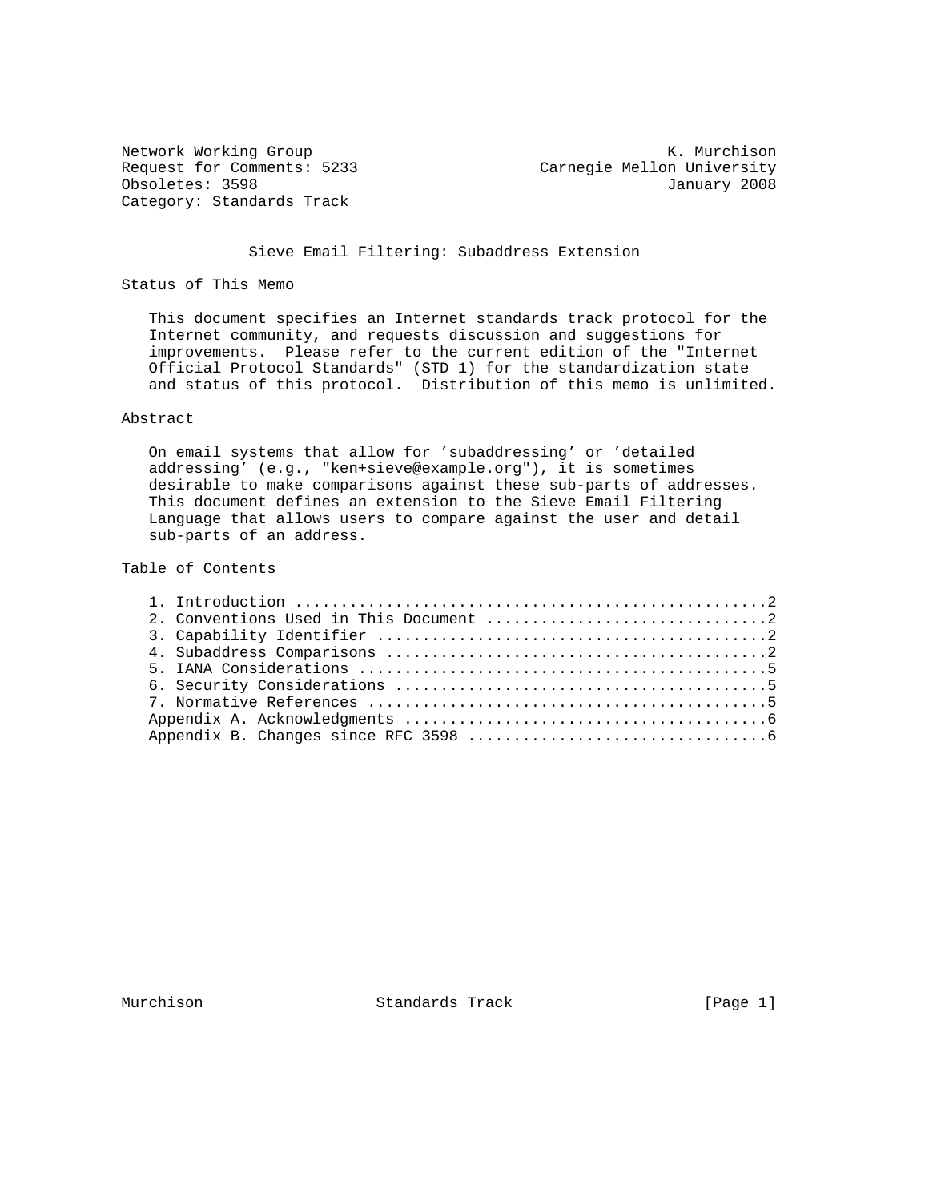Network Working Group K. Murchison
Request for Comments: 5233 Carnegie Mellon University
Obsoletes: 3598 January 2008
Category: Standards Track

# Sieve Email Filtering: Subaddress Extension

## Status of This Memo

This document specifies an Internet standards track protocol for the Internet community, and requests discussion and suggestions for improvements. Please refer to the current edition of the "Internet Official Protocol Standards" (STD 1) for the standardization state and status of this protocol. Distribution of this memo is unlimited.

## Abstract

On email systems that allow for 'subaddressing' or 'detailed addressing' (e.g., "ken+sieve@example.org"), it is sometimes desirable to make comparisons against these sub-parts of addresses. This document defines an extension to the Sieve Email Filtering Language that allows users to compare against the user and detail sub-parts of an address.

## Table of Contents

1. Introduction ....................................................2
2. Conventions Used in This Document ...............................2
3. Capability Identifier ...........................................2
4. Subaddress Comparisons ..........................................2
5. IANA Considerations .............................................5
6. Security Considerations .........................................5
7. Normative References ............................................5
Appendix A. Acknowledgments ........................................6
Appendix B. Changes since RFC 3598 .................................6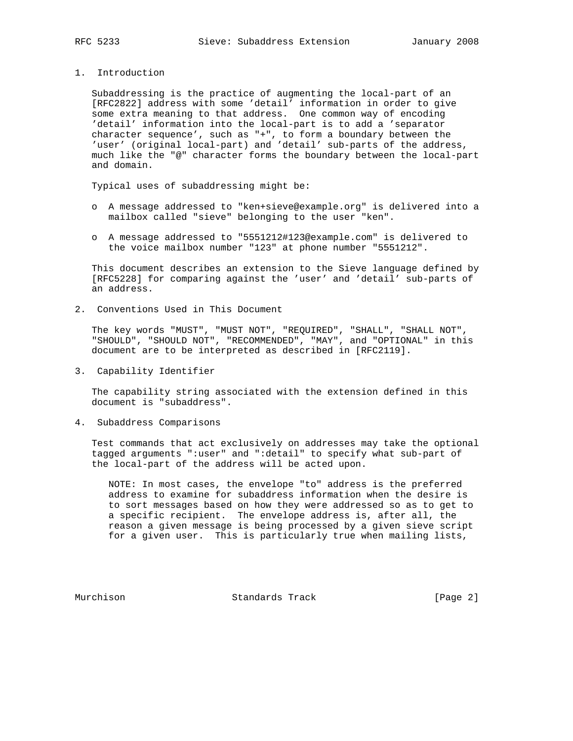## 1. Introduction

Subaddressing is the practice of augmenting the local-part of an [RFC2822] address with some 'detail' information in order to give some extra meaning to that address. One common way of encoding 'detail' information into the local-part is to add a 'separator character sequence', such as "+", to form a boundary between the 'user' (original local-part) and 'detail' sub-parts of the address, much like the "@" character forms the boundary between the local-part and domain.

Typical uses of subaddressing might be:

- A message addressed to "ken+sieve@example.org" is delivered into a mailbox called "sieve" belonging to the user "ken".
- A message addressed to "5551212#123@example.com" is delivered to the voice mailbox number "123" at phone number "5551212".

This document describes an extension to the Sieve language defined by [RFC5228] for comparing against the 'user' and 'detail' sub-parts of an address.

## 2. Conventions Used in This Document

The key words "MUST", "MUST NOT", "REQUIRED", "SHALL", "SHALL NOT", "SHOULD", "SHOULD NOT", "RECOMMENDED", "MAY", and "OPTIONAL" in this document are to be interpreted as described in [RFC2119].

## 3. Capability Identifier

The capability string associated with the extension defined in this document is "subaddress".

## 4. Subaddress Comparisons

Test commands that act exclusively on addresses may take the optional tagged arguments ":user" and ":detail" to specify what sub-part of the local-part of the address will be acted upon.

> NOTE: In most cases, the envelope "to" address is the preferred address to examine for subaddress information when the desire is to sort messages based on how they were addressed so as to get to a specific recipient. The envelope address is, after all, the reason a given message is being processed by a given sieve script for a given user. This is particularly true when mailing lists,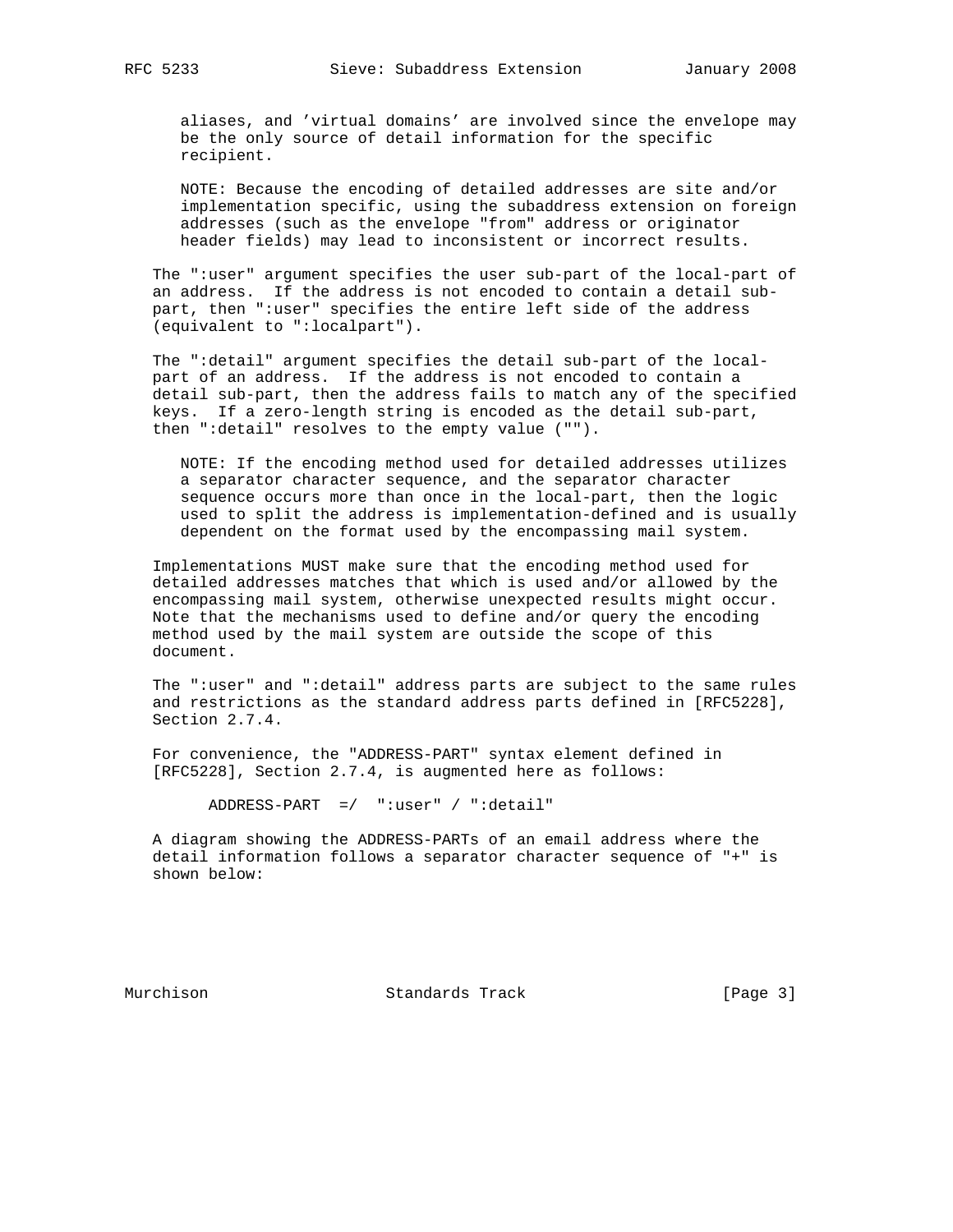aliases, and 'virtual domains' are involved since the envelope may be the only source of detail information for the specific recipient.

NOTE: Because the encoding of detailed addresses are site and/or implementation specific, using the subaddress extension on foreign addresses (such as the envelope "from" address or originator header fields) may lead to inconsistent or incorrect results.

The ":user" argument specifies the user sub-part of the local-part of an address. If the address is not encoded to contain a detail sub-part, then ":user" specifies the entire left side of the address (equivalent to ":localpart").

The ":detail" argument specifies the detail sub-part of the local-part of an address. If the address is not encoded to contain a detail sub-part, then the address fails to match any of the specified keys. If a zero-length string is encoded as the detail sub-part, then ":detail" resolves to the empty value ("").

NOTE: If the encoding method used for detailed addresses utilizes a separator character sequence, and the separator character sequence occurs more than once in the local-part, then the logic used to split the address is implementation-defined and is usually dependent on the format used by the encompassing mail system.

Implementations MUST make sure that the encoding method used for detailed addresses matches that which is used and/or allowed by the encompassing mail system, otherwise unexpected results might occur. Note that the mechanisms used to define and/or query the encoding method used by the mail system are outside the scope of this document.

The ":user" and ":detail" address parts are subject to the same rules and restrictions as the standard address parts defined in [RFC5228], Section 2.7.4.

For convenience, the "ADDRESS-PART" syntax element defined in [RFC5228], Section 2.7.4, is augmented here as follows:

```
ADDRESS-PART  =/  ":user" / ":detail"
```

A diagram showing the ADDRESS-PARTs of an email address where the detail information follows a separator character sequence of "+" is shown below: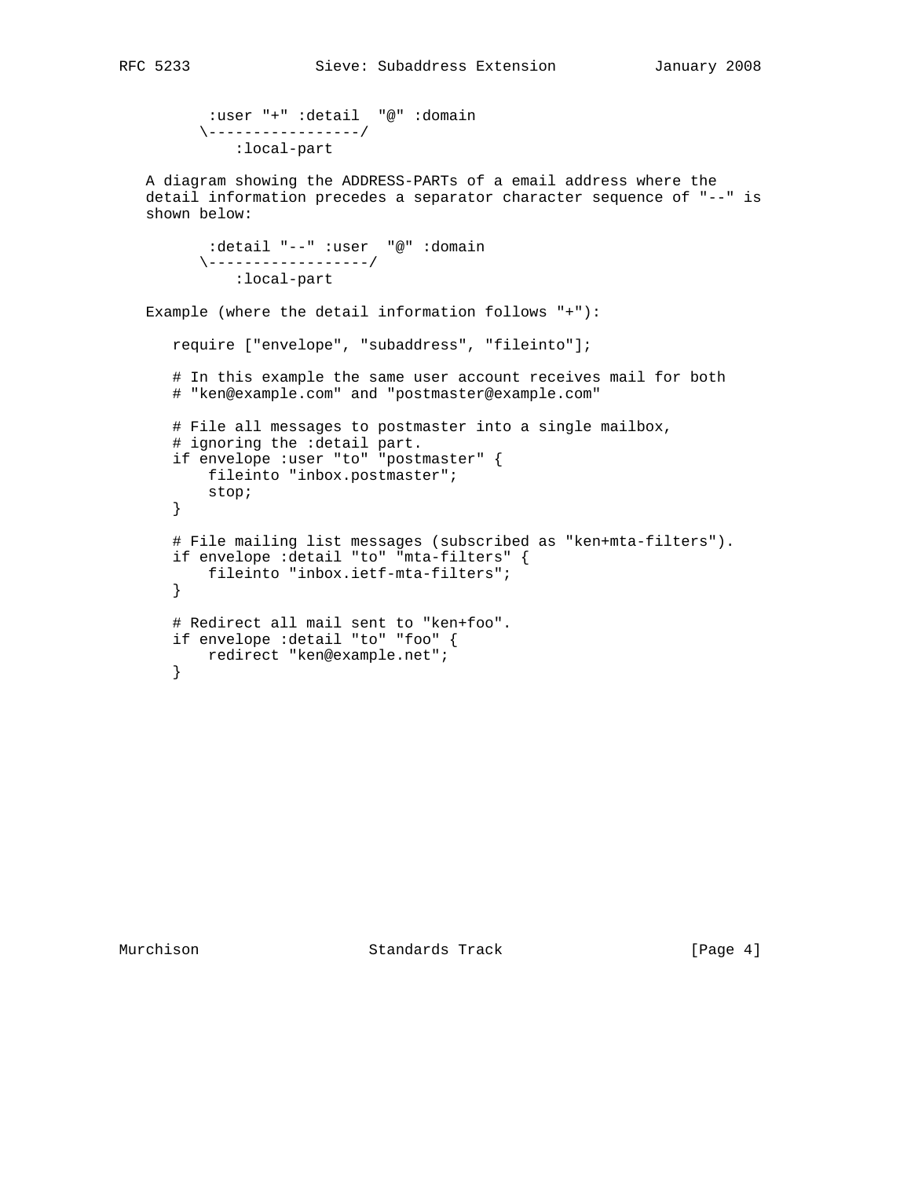```
:user "+" :detail  "@" :domain
\-----------------/
    :local-part
```

A diagram showing the ADDRESS-PARTs of a email address where the detail information precedes a separator character sequence of "--" is shown below:

```
:detail "--" :user  "@" :domain
\------------------/
    :local-part
```

Example (where the detail information follows "+"):

```
require ["envelope", "subaddress", "fileinto"];

# In this example the same user account receives mail for both
# "ken@example.com" and "postmaster@example.com"

# File all messages to postmaster into a single mailbox,
# ignoring the :detail part.
if envelope :user "to" "postmaster" {
    fileinto "inbox.postmaster";
    stop;
}

# File mailing list messages (subscribed as "ken+mta-filters").
if envelope :detail "to" "mta-filters" {
    fileinto "inbox.ietf-mta-filters";
}

# Redirect all mail sent to "ken+foo".
if envelope :detail "to" "foo" {
    redirect "ken@example.net";
}
```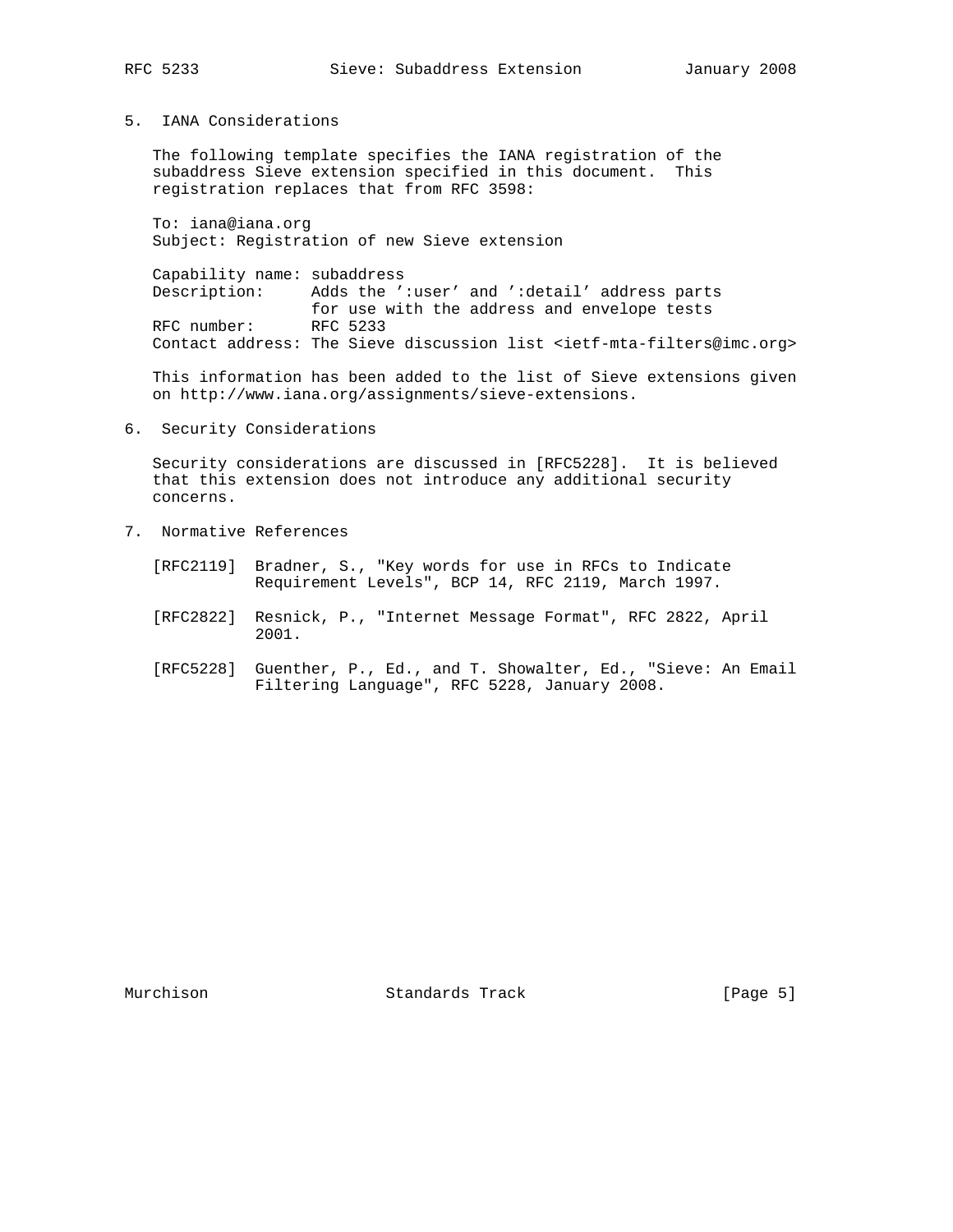## 5. IANA Considerations

The following template specifies the IANA registration of the subaddress Sieve extension specified in this document. This registration replaces that from RFC 3598:

```
To: iana@iana.org
Subject: Registration of new Sieve extension

Capability name: subaddress
Description:     Adds the ':user' and ':detail' address parts
                 for use with the address and envelope tests
RFC number:      RFC 5233
Contact address: The Sieve discussion list <ietf-mta-filters@imc.org>
```

This information has been added to the list of Sieve extensions given on http://www.iana.org/assignments/sieve-extensions.

## 6. Security Considerations

Security considerations are discussed in [RFC5228]. It is believed that this extension does not introduce any additional security concerns.

## 7. Normative References

[RFC2119] Bradner, S., "Key words for use in RFCs to Indicate Requirement Levels", BCP 14, RFC 2119, March 1997.

[RFC2822] Resnick, P., "Internet Message Format", RFC 2822, April 2001.

[RFC5228] Guenther, P., Ed., and T. Showalter, Ed., "Sieve: An Email Filtering Language", RFC 5228, January 2008.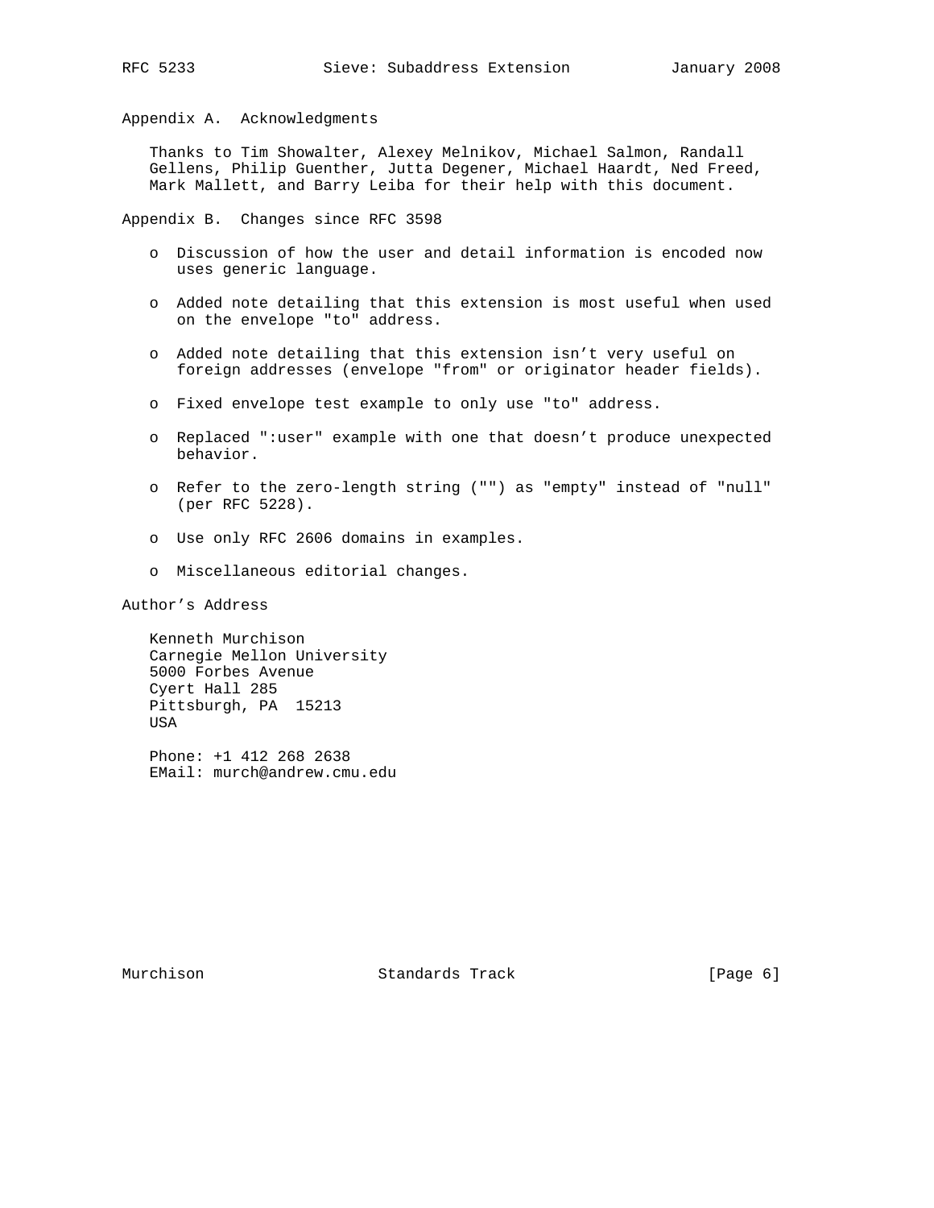## Appendix A. Acknowledgments

Thanks to Tim Showalter, Alexey Melnikov, Michael Salmon, Randall Gellens, Philip Guenther, Jutta Degener, Michael Haardt, Ned Freed, Mark Mallett, and Barry Leiba for their help with this document.

## Appendix B. Changes since RFC 3598

- Discussion of how the user and detail information is encoded now uses generic language.
- Added note detailing that this extension is most useful when used on the envelope "to" address.
- Added note detailing that this extension isn't very useful on foreign addresses (envelope "from" or originator header fields).
- Fixed envelope test example to only use "to" address.
- Replaced ":user" example with one that doesn't produce unexpected behavior.
- Refer to the zero-length string ("") as "empty" instead of "null" (per RFC 5228).
- Use only RFC 2606 domains in examples.
- Miscellaneous editorial changes.

## Author's Address

Kenneth Murchison
Carnegie Mellon University
5000 Forbes Avenue
Cyert Hall 285
Pittsburgh, PA 15213
USA

Phone: +1 412 268 2638
EMail: murch@andrew.cmu.edu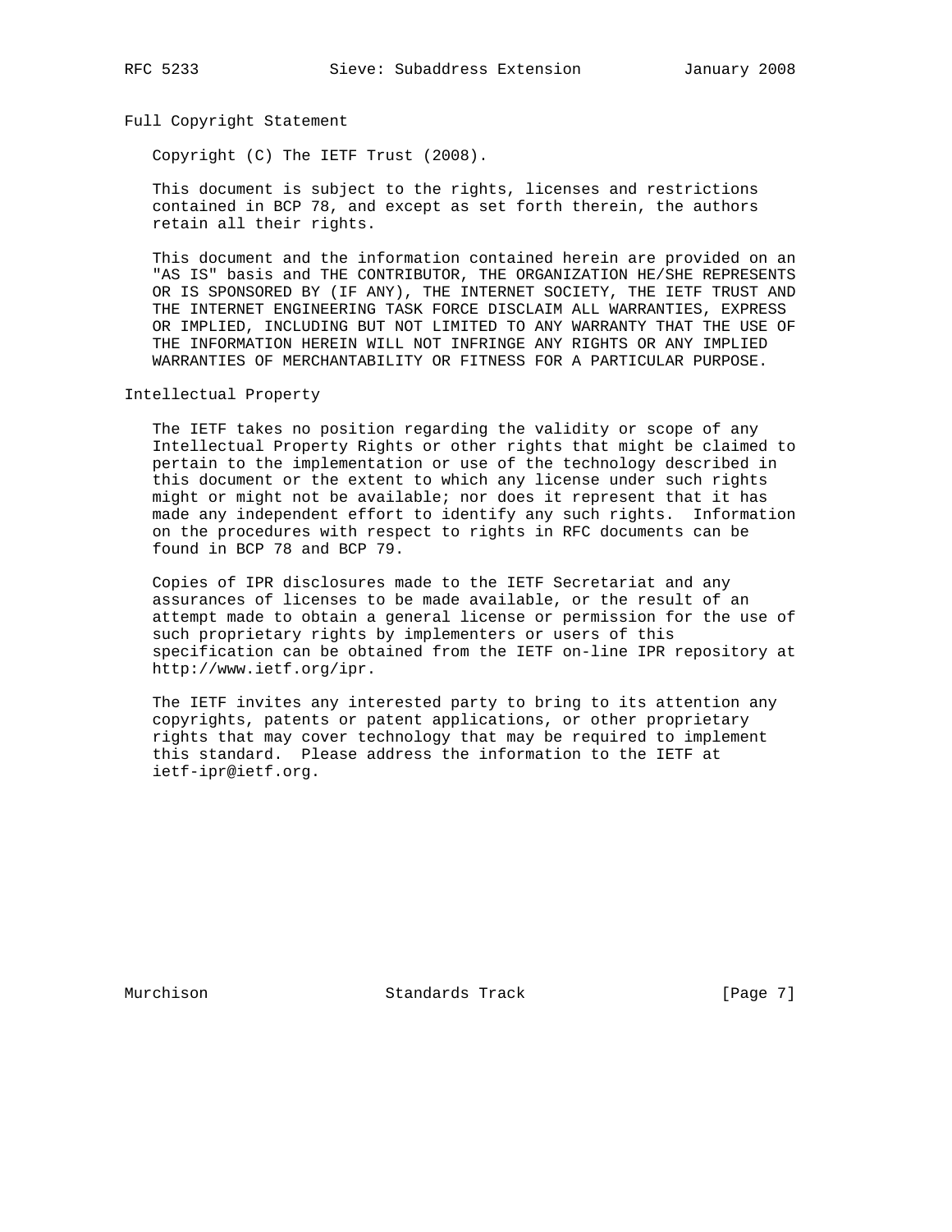## Full Copyright Statement

Copyright (C) The IETF Trust (2008).

This document is subject to the rights, licenses and restrictions contained in BCP 78, and except as set forth therein, the authors retain all their rights.

This document and the information contained herein are provided on an "AS IS" basis and THE CONTRIBUTOR, THE ORGANIZATION HE/SHE REPRESENTS OR IS SPONSORED BY (IF ANY), THE INTERNET SOCIETY, THE IETF TRUST AND THE INTERNET ENGINEERING TASK FORCE DISCLAIM ALL WARRANTIES, EXPRESS OR IMPLIED, INCLUDING BUT NOT LIMITED TO ANY WARRANTY THAT THE USE OF THE INFORMATION HEREIN WILL NOT INFRINGE ANY RIGHTS OR ANY IMPLIED WARRANTIES OF MERCHANTABILITY OR FITNESS FOR A PARTICULAR PURPOSE.

## Intellectual Property

The IETF takes no position regarding the validity or scope of any Intellectual Property Rights or other rights that might be claimed to pertain to the implementation or use of the technology described in this document or the extent to which any license under such rights might or might not be available; nor does it represent that it has made any independent effort to identify any such rights. Information on the procedures with respect to rights in RFC documents can be found in BCP 78 and BCP 79.

Copies of IPR disclosures made to the IETF Secretariat and any assurances of licenses to be made available, or the result of an attempt made to obtain a general license or permission for the use of such proprietary rights by implementers or users of this specification can be obtained from the IETF on-line IPR repository at http://www.ietf.org/ipr.

The IETF invites any interested party to bring to its attention any copyrights, patents or patent applications, or other proprietary rights that may cover technology that may be required to implement this standard. Please address the information to the IETF at ietf-ipr@ietf.org.